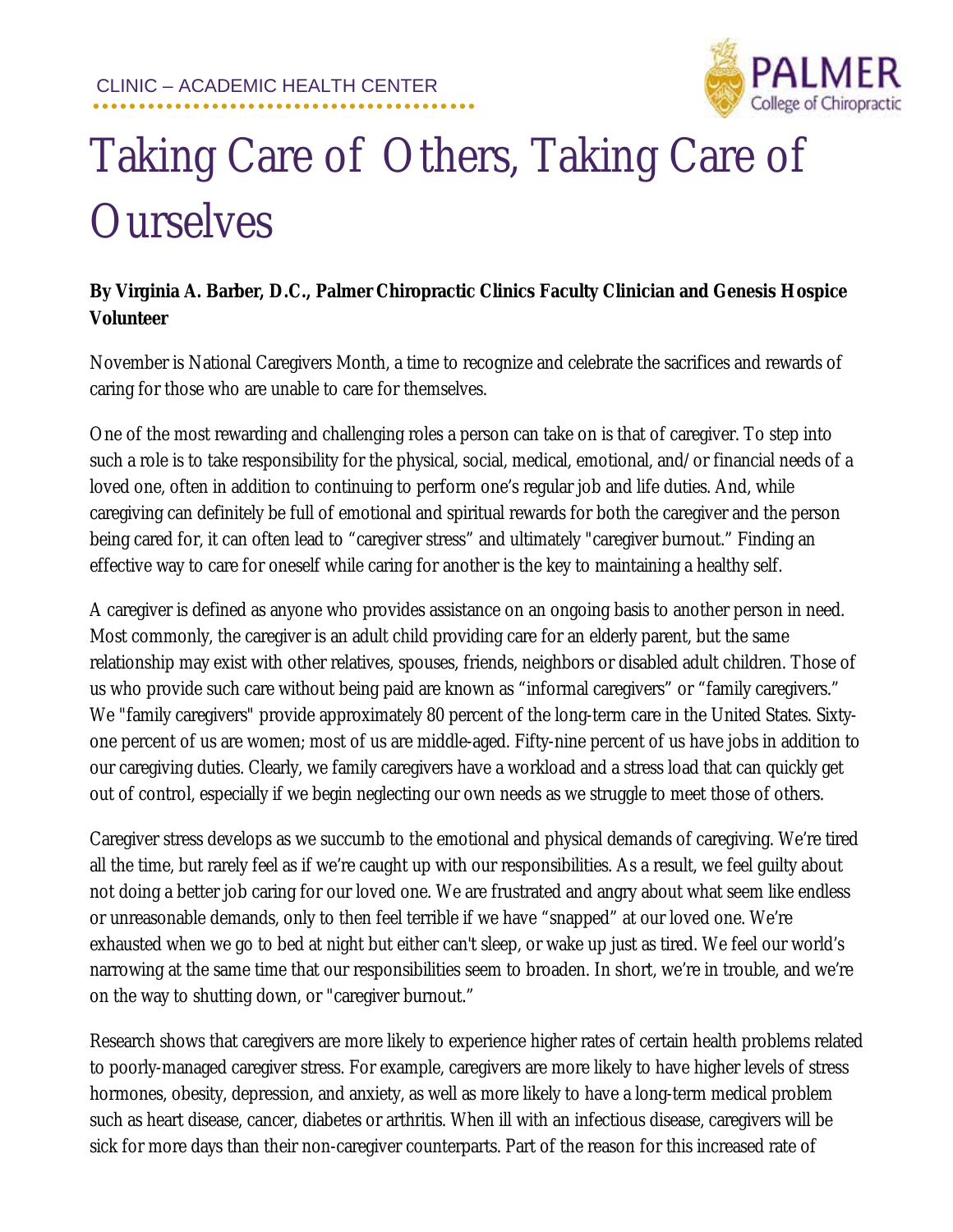CLINIC – ACADEMIC HEALTH CENTER

# Taking Care of Others, Taking Care of Ourselves

**By Virginia A. Barber, D.C., Palmer Chiropractic Clinics Faculty Clinician and Genesis Hospice Volunteer**

November is National Caregivers Month, a time to recognize and celebrate the sacrifices and rewards of caring for those who are unable to care for themselves.

One of the most rewarding and challenging roles a person can take on is that of caregiver. To step into such a role is to take responsibility for the physical, social, medical, emotional, and/or financial needs of a loved one, often in addition to continuing to perform one's regular job and life duties. And, while caregiving can definitely be full of emotional and spiritual rewards for both the caregiver and the person being cared for, it can often lead to "caregiver stress" and ultimately "caregiver burnout." Finding an effective way to care for oneself while caring for another is the key to maintaining a healthy self.

A caregiver is defined as anyone who provides assistance on an ongoing basis to another person in need. Most commonly, the caregiver is an adult child providing care for an elderly parent, but the same relationship may exist with other relatives, spouses, friends, neighbors or disabled adult children. Those of us who provide such care without being paid are known as "informal caregivers" or "family caregivers." We "family caregivers" provide approximately 80 percent of the long-term care in the United States. Sixty-one percent of us are women; most of us are middle-aged. Fifty-nine percent of us have jobs in addition to our caregiving duties. Clearly, we family caregivers have a workload and a stress load that can quickly get out of control, especially if we begin neglecting our own needs as we struggle to meet those of others.

Caregiver stress develops as we succumb to the emotional and physical demands of caregiving. We're tired all the time, but rarely feel as if we're caught up with our responsibilities. As a result, we feel guilty about not doing a better job caring for our loved one. We are frustrated and angry about what seem like endless or unreasonable demands, only to then feel terrible if we have "snapped" at our loved one. We're exhausted when we go to bed at night but either can't sleep, or wake up just as tired. We feel our world's narrowing at the same time that our responsibilities seem to broaden. In short, we're in trouble, and we're on the way to shutting down, or "caregiver burnout."

Research shows that caregivers are more likely to experience higher rates of certain health problems related to poorly-managed caregiver stress. For example, caregivers are more likely to have higher levels of stress hormones, obesity, depression, and anxiety, as well as more likely to have a long-term medical problem such as heart disease, cancer, diabetes or arthritis. When ill with an infectious disease, caregivers will be sick for more days than their non-caregiver counterparts. Part of the reason for this increased rate of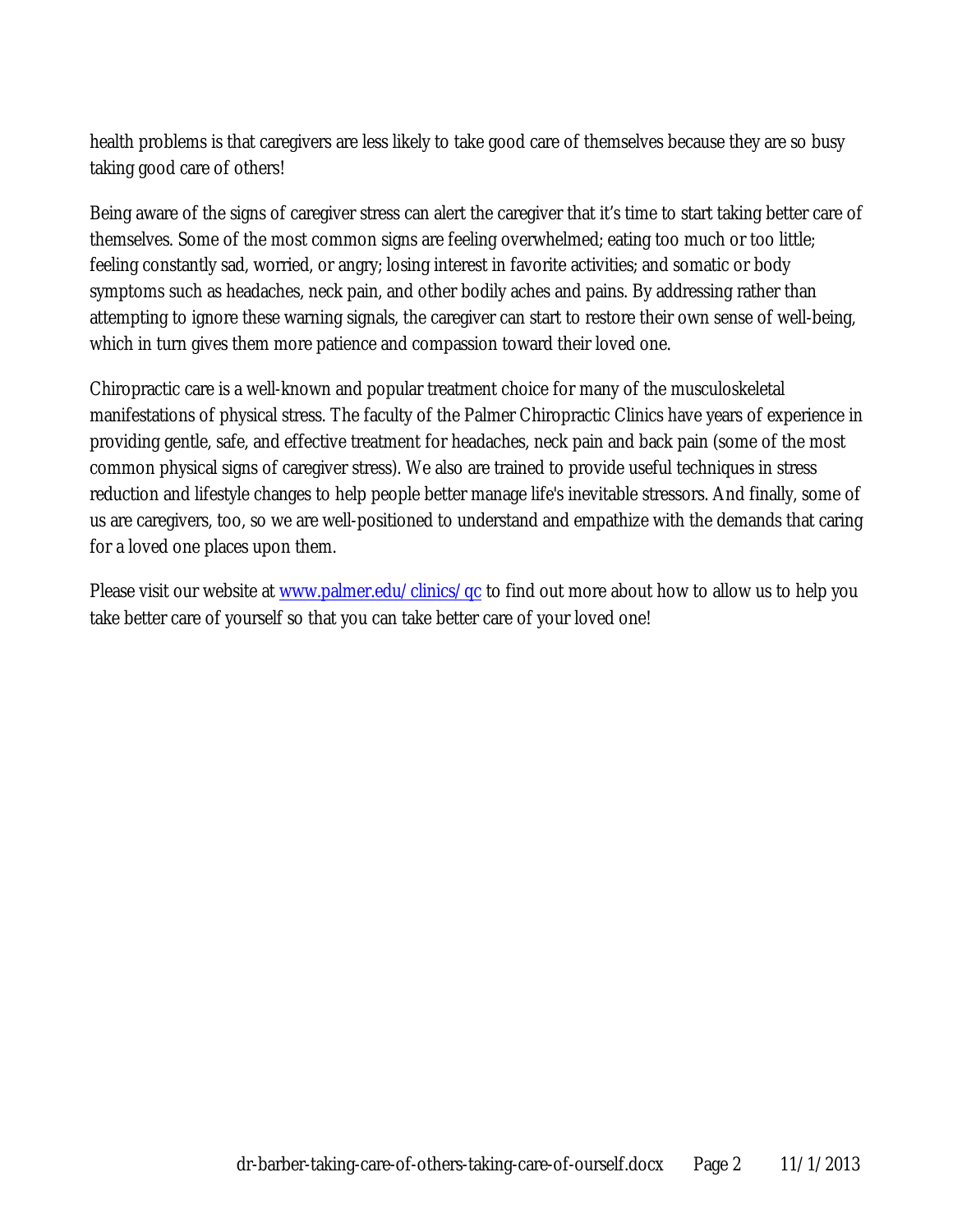health problems is that caregivers are less likely to take good care of themselves because they are so busy taking good care of others!

Being aware of the signs of caregiver stress can alert the caregiver that it's time to start taking better care of themselves. Some of the most common signs are feeling overwhelmed; eating too much or too little; feeling constantly sad, worried, or angry; losing interest in favorite activities; and somatic or body symptoms such as headaches, neck pain, and other bodily aches and pains. By addressing rather than attempting to ignore these warning signals, the caregiver can start to restore their own sense of well-being, which in turn gives them more patience and compassion toward their loved one.

Chiropractic care is a well-known and popular treatment choice for many of the musculoskeletal manifestations of physical stress. The faculty of the Palmer Chiropractic Clinics have years of experience in providing gentle, safe, and effective treatment for headaches, neck pain and back pain (some of the most common physical signs of caregiver stress). We also are trained to provide useful techniques in stress reduction and lifestyle changes to help people better manage life's inevitable stressors. And finally, some of us are caregivers, too, so we are well-positioned to understand and empathize with the demands that caring for a loved one places upon them.

Please visit our website at [www.palmer.edu/clinics/qc](www.palmer.edu/clinics/qc) to find out more about how to allow us to help you take better care of yourself so that you can take better care of your loved one!